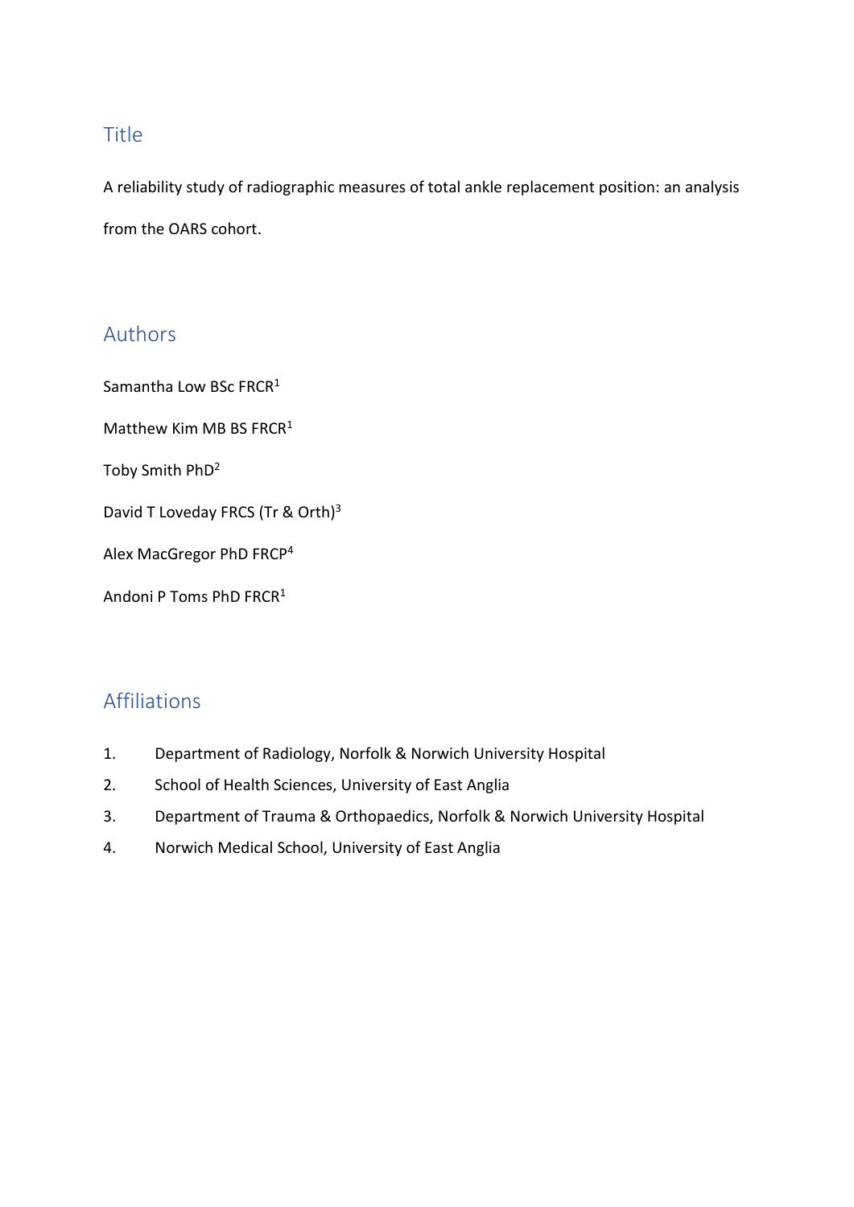## Title

A reliability study of radiographic measures of total ankle replacement position: an analysis from the OARS cohort.

## Authors

Samantha Low BSc FRCR[1]

Matthew Kim MB BS FRCR[1]

Toby Smith PhD[2]

David T Loveday FRCS (Tr & Orth)[3]

Alex MacGregor PhD FRCP[4]

Andoni P Toms PhD FRCR[1]

## Affiliations

1. Department of Radiology, Norfolk & Norwich University Hospital
2. School of Health Sciences, University of East Anglia
3. Department of Trauma & Orthopaedics, Norfolk & Norwich University Hospital
4. Norwich Medical School, University of East Anglia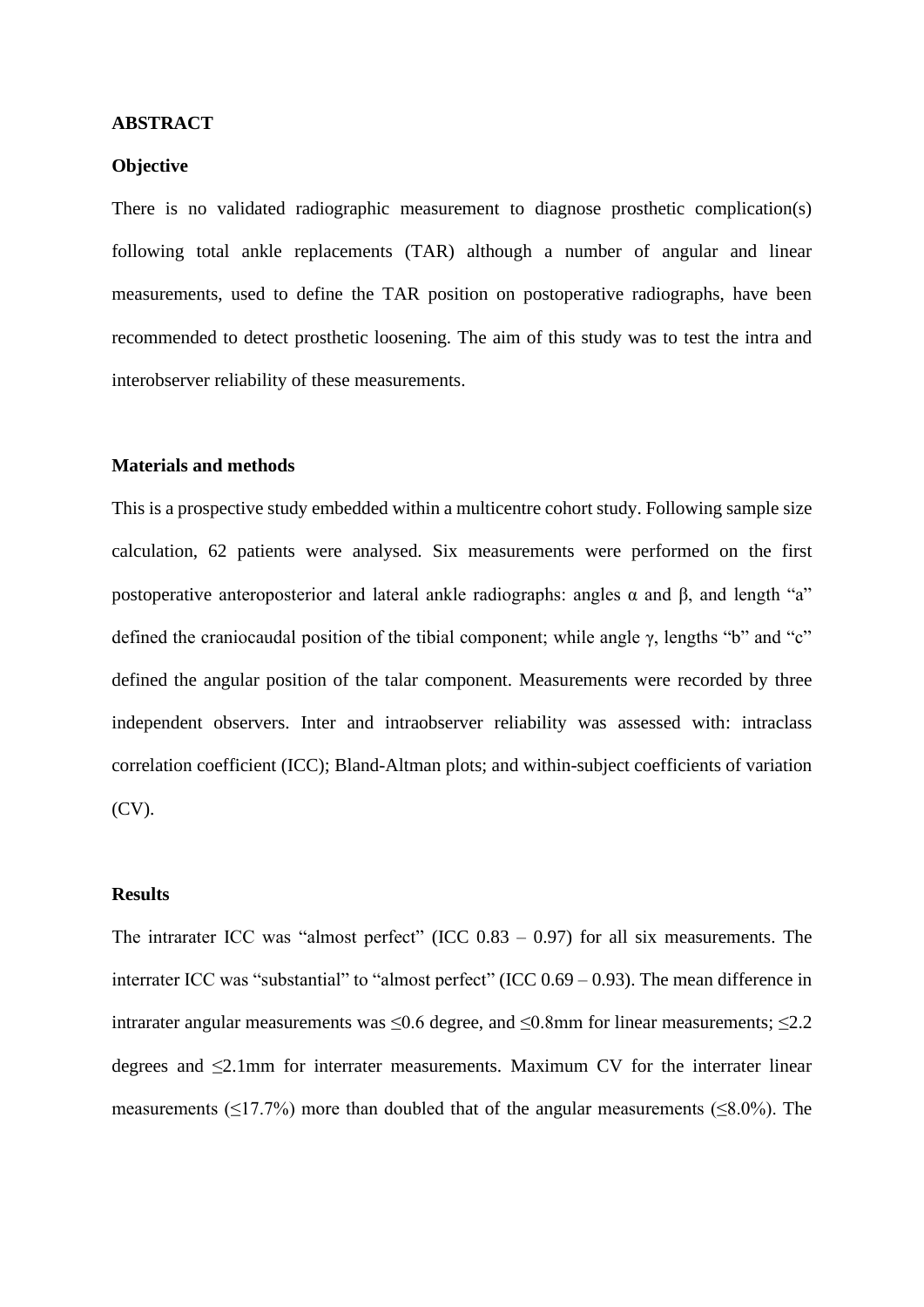**ABSTRACT**

**Objective**

There is no validated radiographic measurement to diagnose prosthetic complication(s) following total ankle replacements (TAR) although a number of angular and linear measurements, used to define the TAR position on postoperative radiographs, have been recommended to detect prosthetic loosening. The aim of this study was to test the intra and interobserver reliability of these measurements.

**Materials and methods**

This is a prospective study embedded within a multicentre cohort study. Following sample size calculation, 62 patients were analysed. Six measurements were performed on the first postoperative anteroposterior and lateral ankle radiographs: angles $\alpha$ and $\beta$, and length "a" defined the craniocaudal position of the tibial component; while angle $\gamma$, lengths "b" and "c" defined the angular position of the talar component. Measurements were recorded by three independent observers. Inter and intraobserver reliability was assessed with: intraclass correlation coefficient (ICC); Bland-Altman plots; and within-subject coefficients of variation (CV).

**Results**

The intrarater ICC was "almost perfect" (ICC 0.83 – 0.97) for all six measurements. The interrater ICC was "substantial" to "almost perfect" (ICC 0.69 – 0.93). The mean difference in intrarater angular measurements was $\leq$0.6 degree, and $\leq$0.8mm for linear measurements; $\leq$2.2 degrees and $\leq$2.1mm for interrater measurements. Maximum CV for the interrater linear measurements ($\leq$17.7%) more than doubled that of the angular measurements ($\leq$8.0%). The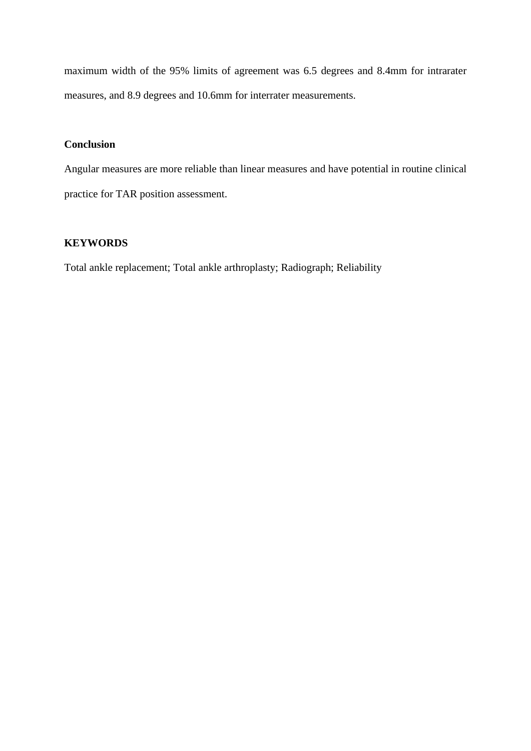maximum width of the 95% limits of agreement was 6.5 degrees and 8.4mm for intrarater measures, and 8.9 degrees and 10.6mm for interrater measurements.

**Conclusion**

Angular measures are more reliable than linear measures and have potential in routine clinical practice for TAR position assessment.

**KEYWORDS**

Total ankle replacement; Total ankle arthroplasty; Radiograph; Reliability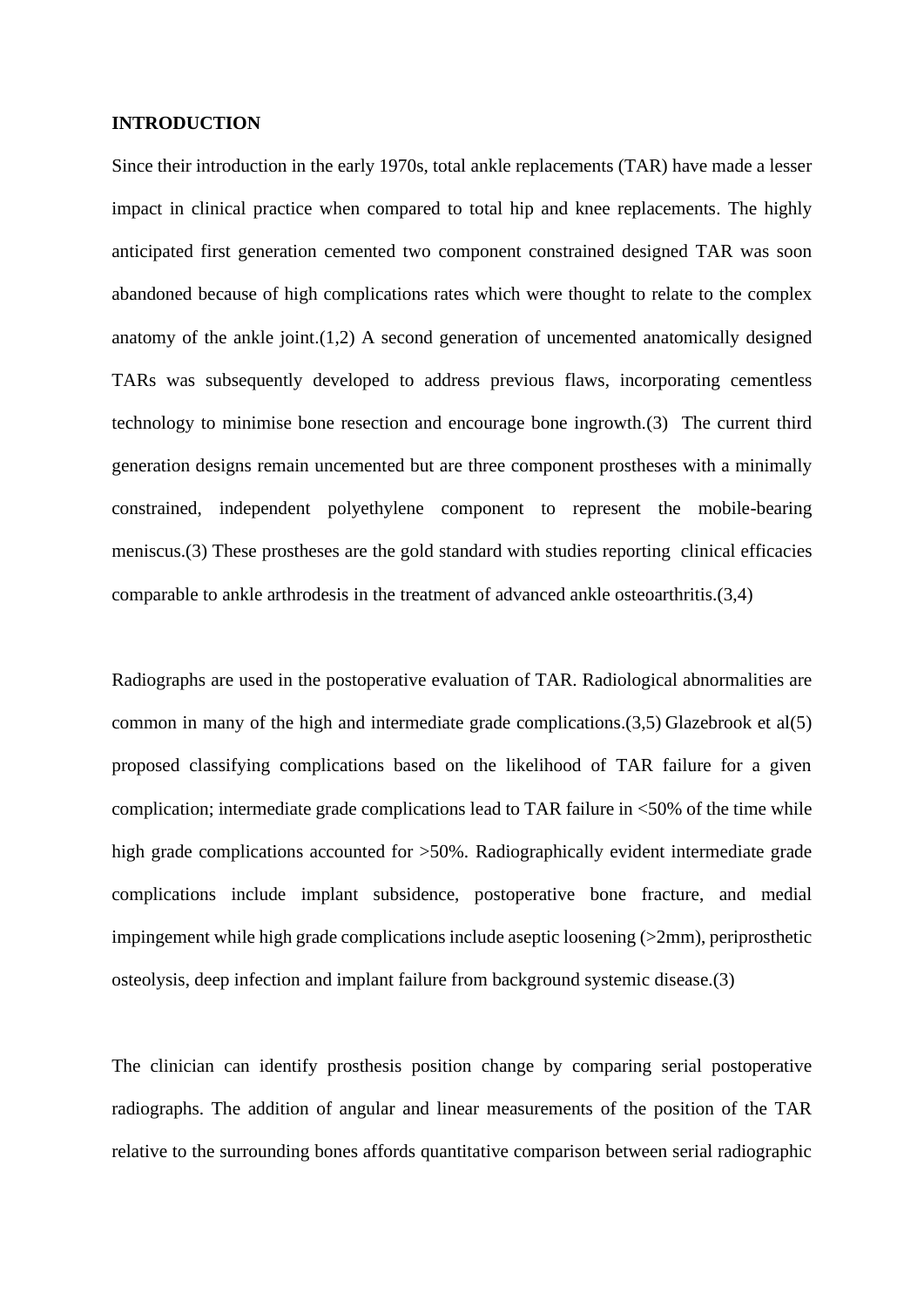**INTRODUCTION**

Since their introduction in the early 1970s, total ankle replacements (TAR) have made a lesser impact in clinical practice when compared to total hip and knee replacements. The highly anticipated first generation cemented two component constrained designed TAR was soon abandoned because of high complications rates which were thought to relate to the complex anatomy of the ankle joint.(1,2) A second generation of uncemented anatomically designed TARs was subsequently developed to address previous flaws, incorporating cementless technology to minimise bone resection and encourage bone ingrowth.(3) The current third generation designs remain uncemented but are three component prostheses with a minimally constrained, independent polyethylene component to represent the mobile-bearing meniscus.(3) These prostheses are the gold standard with studies reporting clinical efficacies comparable to ankle arthrodesis in the treatment of advanced ankle osteoarthritis.(3,4)

Radiographs are used in the postoperative evaluation of TAR. Radiological abnormalities are common in many of the high and intermediate grade complications.(3,5) Glazebrook et al(5) proposed classifying complications based on the likelihood of TAR failure for a given complication; intermediate grade complications lead to TAR failure in <50% of the time while high grade complications accounted for >50%. Radiographically evident intermediate grade complications include implant subsidence, postoperative bone fracture, and medial impingement while high grade complications include aseptic loosening (>2mm), periprosthetic osteolysis, deep infection and implant failure from background systemic disease.(3)

The clinician can identify prosthesis position change by comparing serial postoperative radiographs. The addition of angular and linear measurements of the position of the TAR relative to the surrounding bones affords quantitative comparison between serial radiographic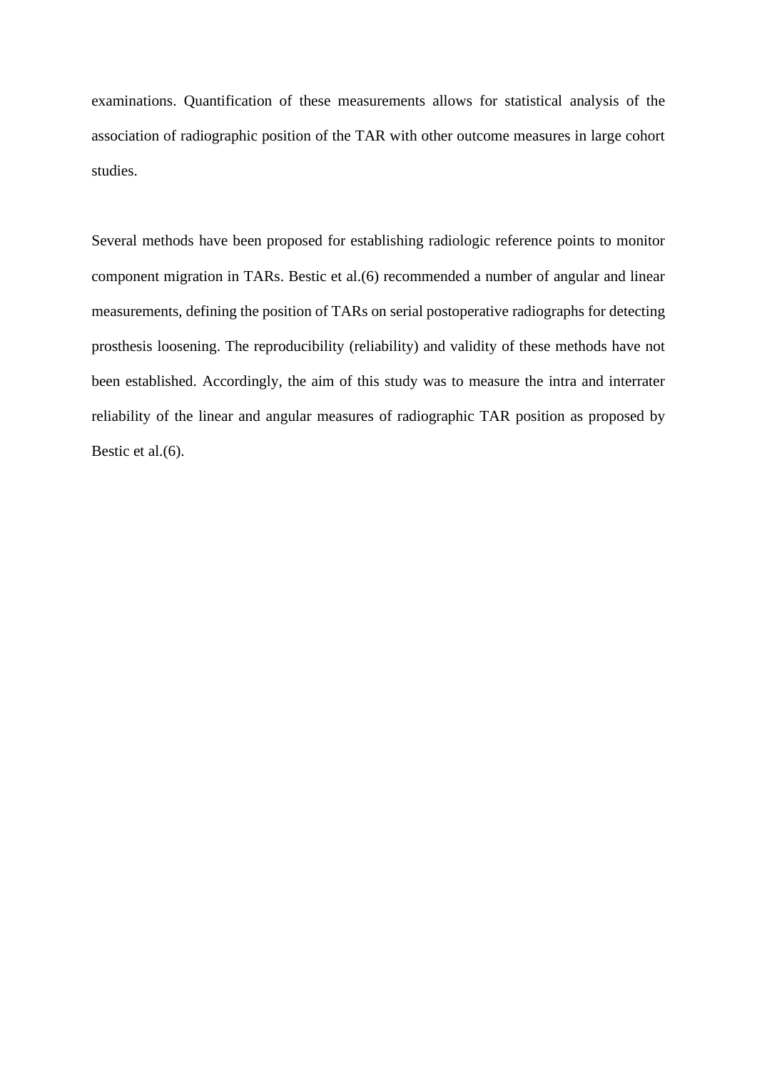examinations. Quantification of these measurements allows for statistical analysis of the association of radiographic position of the TAR with other outcome measures in large cohort studies.

Several methods have been proposed for establishing radiologic reference points to monitor component migration in TARs. Bestic et al.(6) recommended a number of angular and linear measurements, defining the position of TARs on serial postoperative radiographs for detecting prosthesis loosening. The reproducibility (reliability) and validity of these methods have not been established. Accordingly, the aim of this study was to measure the intra and interrater reliability of the linear and angular measures of radiographic TAR position as proposed by Bestic et al.(6).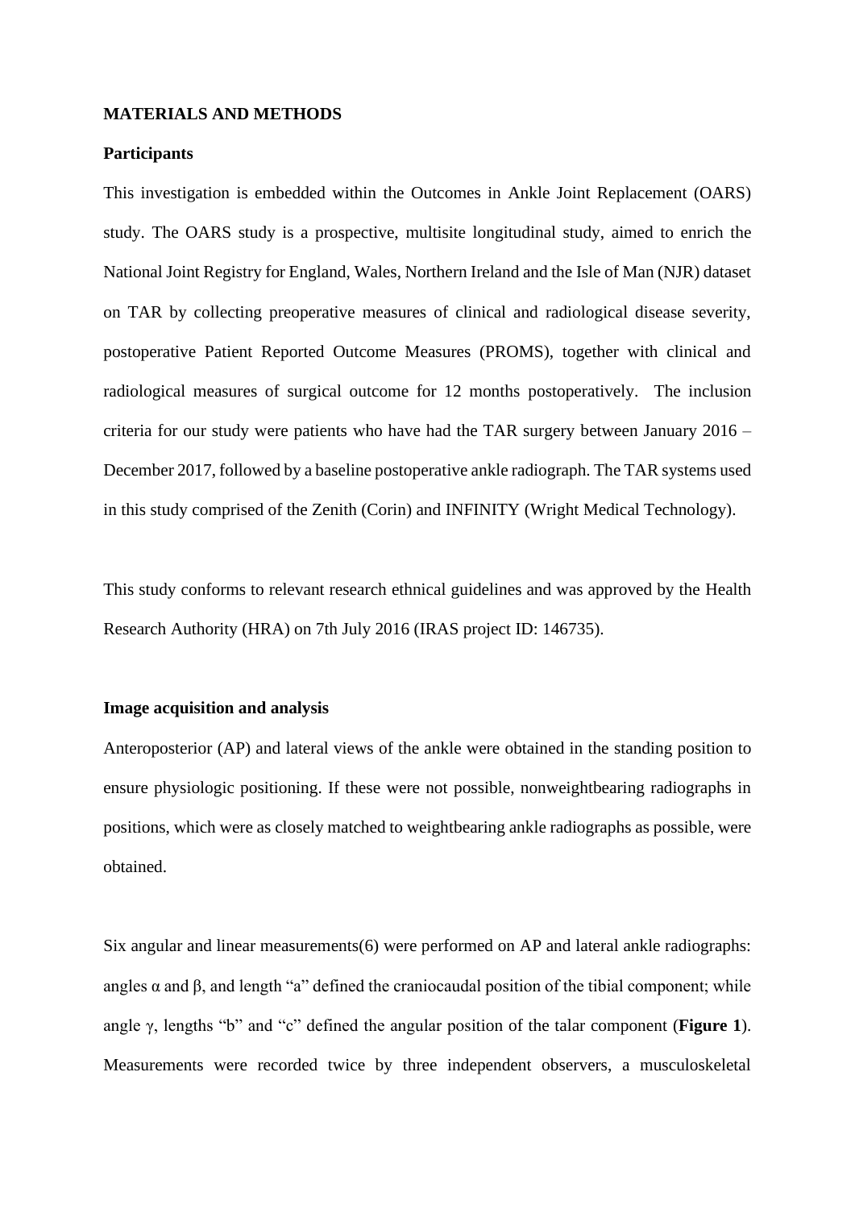## MATERIALS AND METHODS

### Participants

This investigation is embedded within the Outcomes in Ankle Joint Replacement (OARS) study. The OARS study is a prospective, multisite longitudinal study, aimed to enrich the National Joint Registry for England, Wales, Northern Ireland and the Isle of Man (NJR) dataset on TAR by collecting preoperative measures of clinical and radiological disease severity, postoperative Patient Reported Outcome Measures (PROMS), together with clinical and radiological measures of surgical outcome for 12 months postoperatively. The inclusion criteria for our study were patients who have had the TAR surgery between January 2016 – December 2017, followed by a baseline postoperative ankle radiograph. The TAR systems used in this study comprised of the Zenith (Corin) and INFINITY (Wright Medical Technology).

This study conforms to relevant research ethnical guidelines and was approved by the Health Research Authority (HRA) on 7th July 2016 (IRAS project ID: 146735).

### Image acquisition and analysis

Anteroposterior (AP) and lateral views of the ankle were obtained in the standing position to ensure physiologic positioning. If these were not possible, nonweightbearing radiographs in positions, which were as closely matched to weightbearing ankle radiographs as possible, were obtained.

Six angular and linear measurements(6) were performed on AP and lateral ankle radiographs: angles α and β, and length "a" defined the craniocaudal position of the tibial component; while angle γ, lengths "b" and "c" defined the angular position of the talar component (**Figure 1**). Measurements were recorded twice by three independent observers, a musculoskeletal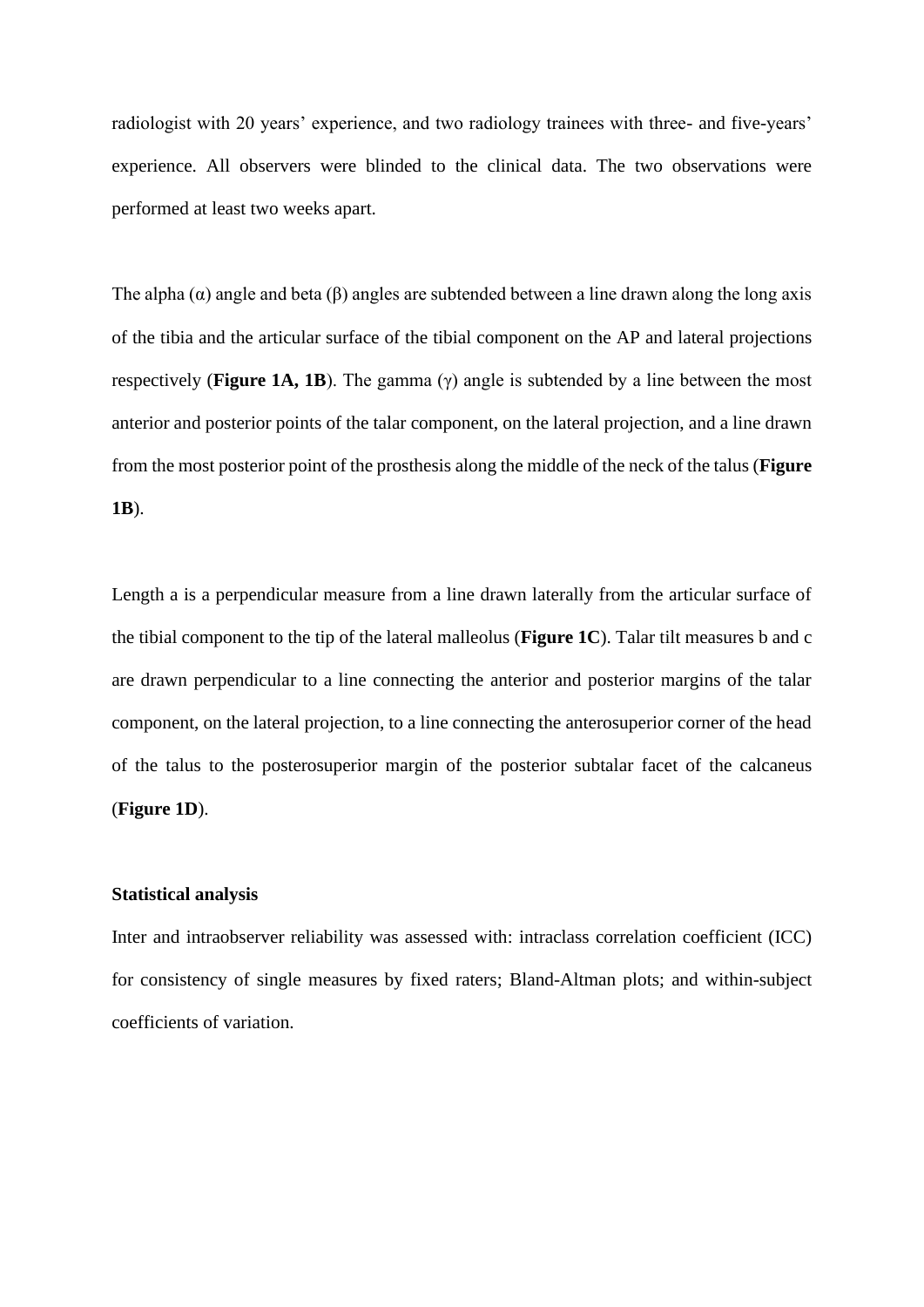radiologist with 20 years' experience, and two radiology trainees with three- and five-years' experience. All observers were blinded to the clinical data. The two observations were performed at least two weeks apart.

The alpha ($\alpha$) angle and beta ($\beta$) angles are subtended between a line drawn along the long axis of the tibia and the articular surface of the tibial component on the AP and lateral projections respectively (**Figure 1A, 1B**). The gamma ($\gamma$) angle is subtended by a line between the most anterior and posterior points of the talar component, on the lateral projection, and a line drawn from the most posterior point of the prosthesis along the middle of the neck of the talus (**Figure 1B**).

Length a is a perpendicular measure from a line drawn laterally from the articular surface of the tibial component to the tip of the lateral malleolus (**Figure 1C**). Talar tilt measures b and c are drawn perpendicular to a line connecting the anterior and posterior margins of the talar component, on the lateral projection, to a line connecting the anterosuperior corner of the head of the talus to the posterosuperior margin of the posterior subtalar facet of the calcaneus (**Figure 1D**).

**Statistical analysis**

Inter and intraobserver reliability was assessed with: intraclass correlation coefficient (ICC) for consistency of single measures by fixed raters; Bland-Altman plots; and within-subject coefficients of variation.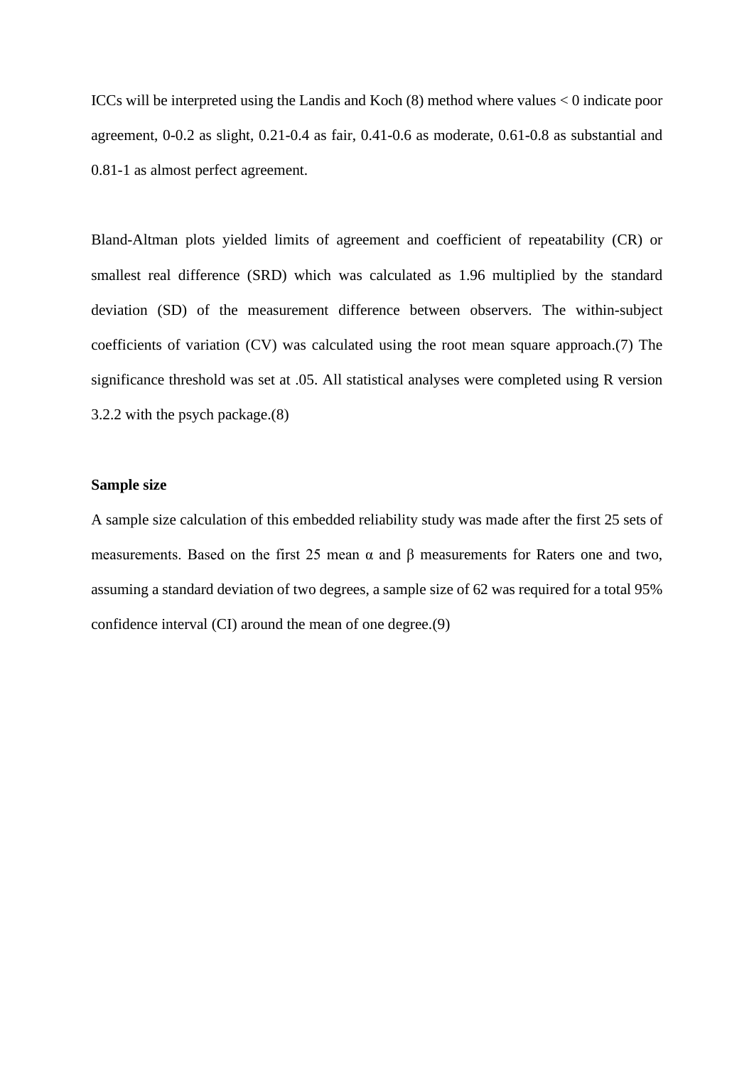ICCs will be interpreted using the Landis and Koch (8) method where values < 0 indicate poor agreement, 0-0.2 as slight, 0.21-0.4 as fair, 0.41-0.6 as moderate, 0.61-0.8 as substantial and 0.81-1 as almost perfect agreement.

Bland-Altman plots yielded limits of agreement and coefficient of repeatability (CR) or smallest real difference (SRD) which was calculated as 1.96 multiplied by the standard deviation (SD) of the measurement difference between observers. The within-subject coefficients of variation (CV) was calculated using the root mean square approach.(7) The significance threshold was set at .05. All statistical analyses were completed using R version 3.2.2 with the psych package.(8)

**Sample size**

A sample size calculation of this embedded reliability study was made after the first 25 sets of measurements. Based on the first 25 mean α and β measurements for Raters one and two, assuming a standard deviation of two degrees, a sample size of 62 was required for a total 95% confidence interval (CI) around the mean of one degree.(9)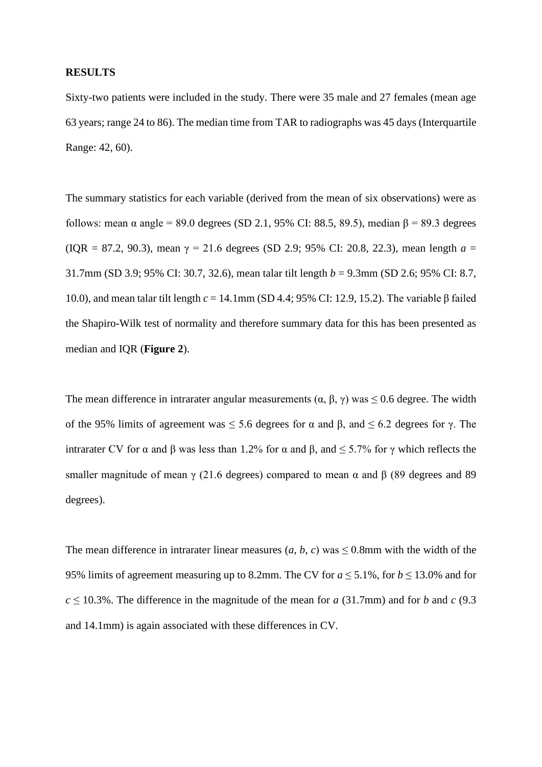**RESULTS**

Sixty-two patients were included in the study. There were 35 male and 27 females (mean age 63 years; range 24 to 86). The median time from TAR to radiographs was 45 days (Interquartile Range: 42, 60).

The summary statistics for each variable (derived from the mean of six observations) were as follows: mean α angle = 89.0 degrees (SD 2.1, 95% CI: 88.5, 89.5), median β = 89.3 degrees (IQR = 87.2, 90.3), mean γ = 21.6 degrees (SD 2.9; 95% CI: 20.8, 22.3), mean length $a$ = 31.7mm (SD 3.9; 95% CI: 30.7, 32.6), mean talar tilt length $b$ = 9.3mm (SD 2.6; 95% CI: 8.7, 10.0), and mean talar tilt length $c$ = 14.1mm (SD 4.4; 95% CI: 12.9, 15.2). The variable β failed the Shapiro-Wilk test of normality and therefore summary data for this has been presented as median and IQR (**Figure 2**).

The mean difference in intrarater angular measurements (α, β, γ) was ≤ 0.6 degree. The width of the 95% limits of agreement was ≤ 5.6 degrees for α and β, and ≤ 6.2 degrees for γ. The intrarater CV for α and β was less than 1.2% for α and β, and ≤ 5.7% for γ which reflects the smaller magnitude of mean γ (21.6 degrees) compared to mean α and β (89 degrees and 89 degrees).

The mean difference in intrarater linear measures ($a$, $b$, $c$) was ≤ 0.8mm with the width of the 95% limits of agreement measuring up to 8.2mm. The CV for $a$ ≤ 5.1%, for $b$ ≤ 13.0% and for $c$ ≤ 10.3%. The difference in the magnitude of the mean for $a$ (31.7mm) and for $b$ and $c$ (9.3 and 14.1mm) is again associated with these differences in CV.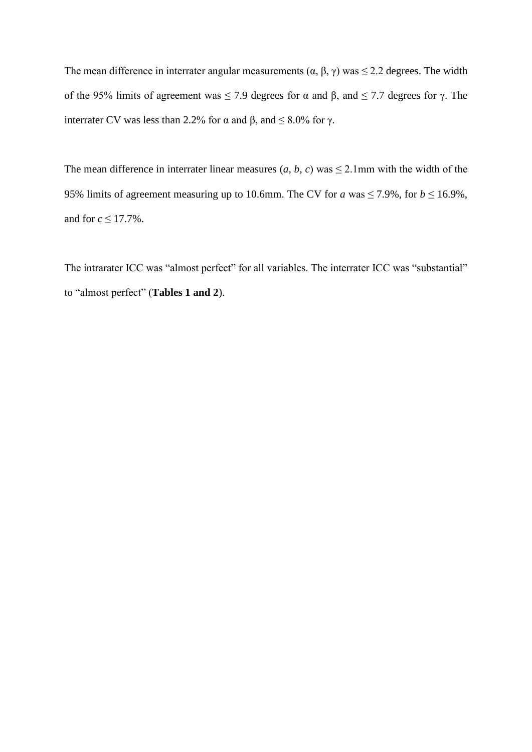The mean difference in interrater angular measurements ($\alpha$, $\beta$, $\gamma$) was $\leq$ 2.2 degrees. The width of the 95% limits of agreement was $\leq$ 7.9 degrees for $\alpha$ and $\beta$, and $\leq$ 7.7 degrees for $\gamma$. The interrater CV was less than 2.2% for $\alpha$ and $\beta$, and $\leq$ 8.0% for $\gamma$.

The mean difference in interrater linear measures ($a$, $b$, $c$) was $\leq$ 2.1mm with the width of the 95% limits of agreement measuring up to 10.6mm. The CV for $a$ was $\leq$ 7.9%, for $b \leq$ 16.9%, and for $c \leq$ 17.7%.

The intrarater ICC was "almost perfect" for all variables. The interrater ICC was "substantial" to "almost perfect" (**Tables 1 and 2**).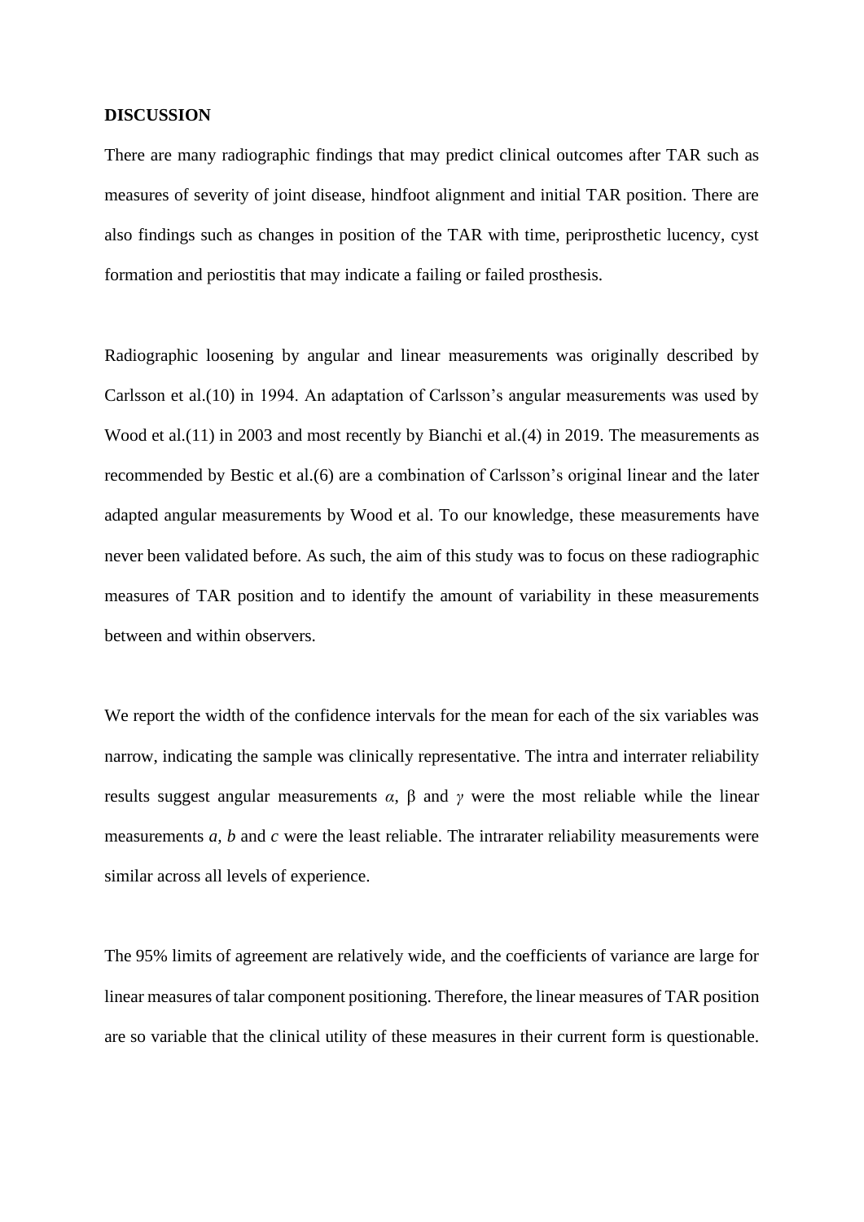**DISCUSSION**

There are many radiographic findings that may predict clinical outcomes after TAR such as measures of severity of joint disease, hindfoot alignment and initial TAR position. There are also findings such as changes in position of the TAR with time, periprosthetic lucency, cyst formation and periostitis that may indicate a failing or failed prosthesis.

Radiographic loosening by angular and linear measurements was originally described by Carlsson et al.(10) in 1994. An adaptation of Carlsson's angular measurements was used by Wood et al.(11) in 2003 and most recently by Bianchi et al.(4) in 2019. The measurements as recommended by Bestic et al.(6) are a combination of Carlsson's original linear and the later adapted angular measurements by Wood et al. To our knowledge, these measurements have never been validated before. As such, the aim of this study was to focus on these radiographic measures of TAR position and to identify the amount of variability in these measurements between and within observers.

We report the width of the confidence intervals for the mean for each of the six variables was narrow, indicating the sample was clinically representative. The intra and interrater reliability results suggest angular measurements $\alpha$, $\beta$ and $\gamma$ were the most reliable while the linear measurements $a$, $b$ and $c$ were the least reliable. The intrarater reliability measurements were similar across all levels of experience.

The 95% limits of agreement are relatively wide, and the coefficients of variance are large for linear measures of talar component positioning. Therefore, the linear measures of TAR position are so variable that the clinical utility of these measures in their current form is questionable.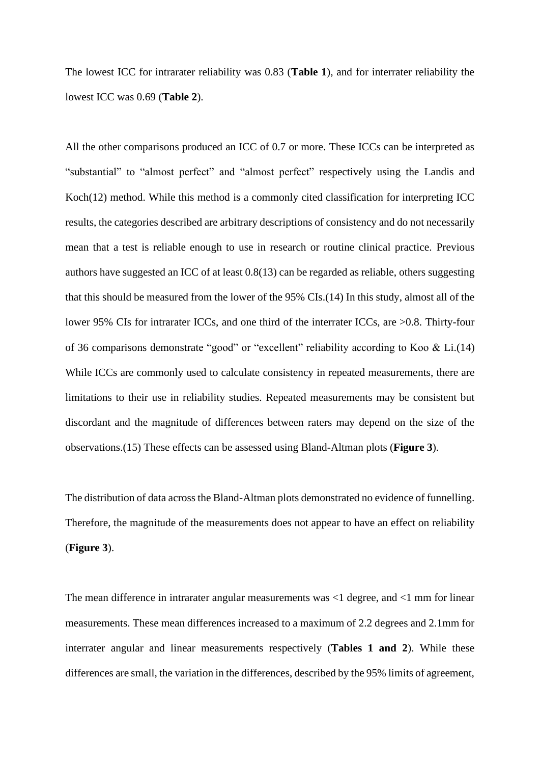The lowest ICC for intrarater reliability was 0.83 (**Table 1**), and for interrater reliability the lowest ICC was 0.69 (**Table 2**).

All the other comparisons produced an ICC of 0.7 or more. These ICCs can be interpreted as "substantial" to "almost perfect" and "almost perfect" respectively using the Landis and Koch(12) method. While this method is a commonly cited classification for interpreting ICC results, the categories described are arbitrary descriptions of consistency and do not necessarily mean that a test is reliable enough to use in research or routine clinical practice. Previous authors have suggested an ICC of at least 0.8(13) can be regarded as reliable, others suggesting that this should be measured from the lower of the 95% CIs.(14) In this study, almost all of the lower 95% CIs for intrarater ICCs, and one third of the interrater ICCs, are >0.8. Thirty-four of 36 comparisons demonstrate "good" or "excellent" reliability according to Koo & Li.(14) While ICCs are commonly used to calculate consistency in repeated measurements, there are limitations to their use in reliability studies. Repeated measurements may be consistent but discordant and the magnitude of differences between raters may depend on the size of the observations.(15) These effects can be assessed using Bland-Altman plots (**Figure 3**).

The distribution of data across the Bland-Altman plots demonstrated no evidence of funnelling. Therefore, the magnitude of the measurements does not appear to have an effect on reliability (**Figure 3**).

The mean difference in intrarater angular measurements was <1 degree, and <1 mm for linear measurements. These mean differences increased to a maximum of 2.2 degrees and 2.1mm for interrater angular and linear measurements respectively (**Tables 1 and 2**). While these differences are small, the variation in the differences, described by the 95% limits of agreement,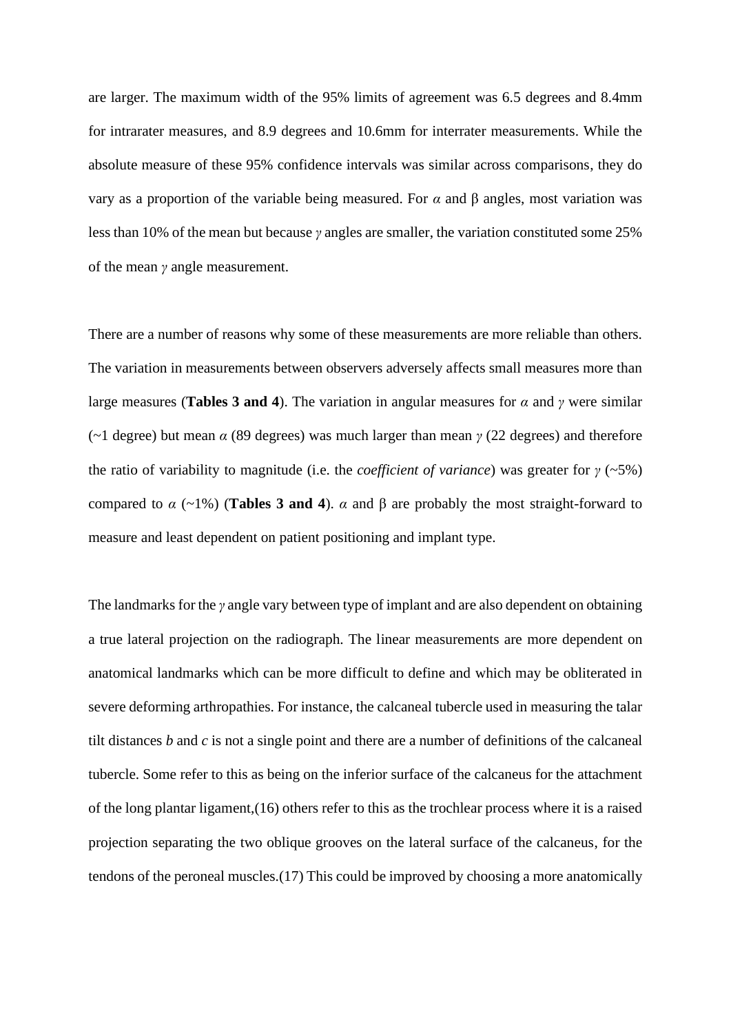are larger. The maximum width of the 95% limits of agreement was 6.5 degrees and 8.4mm for intrarater measures, and 8.9 degrees and 10.6mm for interrater measurements. While the absolute measure of these 95% confidence intervals was similar across comparisons, they do vary as a proportion of the variable being measured. For $\alpha$ and β angles, most variation was less than 10% of the mean but because $\gamma$ angles are smaller, the variation constituted some 25% of the mean $\gamma$ angle measurement.

There are a number of reasons why some of these measurements are more reliable than others. The variation in measurements between observers adversely affects small measures more than large measures (**Tables 3 and 4**). The variation in angular measures for $\alpha$ and $\gamma$ were similar (~1 degree) but mean $\alpha$ (89 degrees) was much larger than mean $\gamma$ (22 degrees) and therefore the ratio of variability to magnitude (i.e. the *coefficient of variance*) was greater for $\gamma$ (~5%) compared to $\alpha$ (~1%) (**Tables 3 and 4**). $\alpha$ and β are probably the most straight-forward to measure and least dependent on patient positioning and implant type.

The landmarks for the $\gamma$ angle vary between type of implant and are also dependent on obtaining a true lateral projection on the radiograph. The linear measurements are more dependent on anatomical landmarks which can be more difficult to define and which may be obliterated in severe deforming arthropathies. For instance, the calcaneal tubercle used in measuring the talar tilt distances *b* and *c* is not a single point and there are a number of definitions of the calcaneal tubercle. Some refer to this as being on the inferior surface of the calcaneus for the attachment of the long plantar ligament,(16) others refer to this as the trochlear process where it is a raised projection separating the two oblique grooves on the lateral surface of the calcaneus, for the tendons of the peroneal muscles.(17) This could be improved by choosing a more anatomically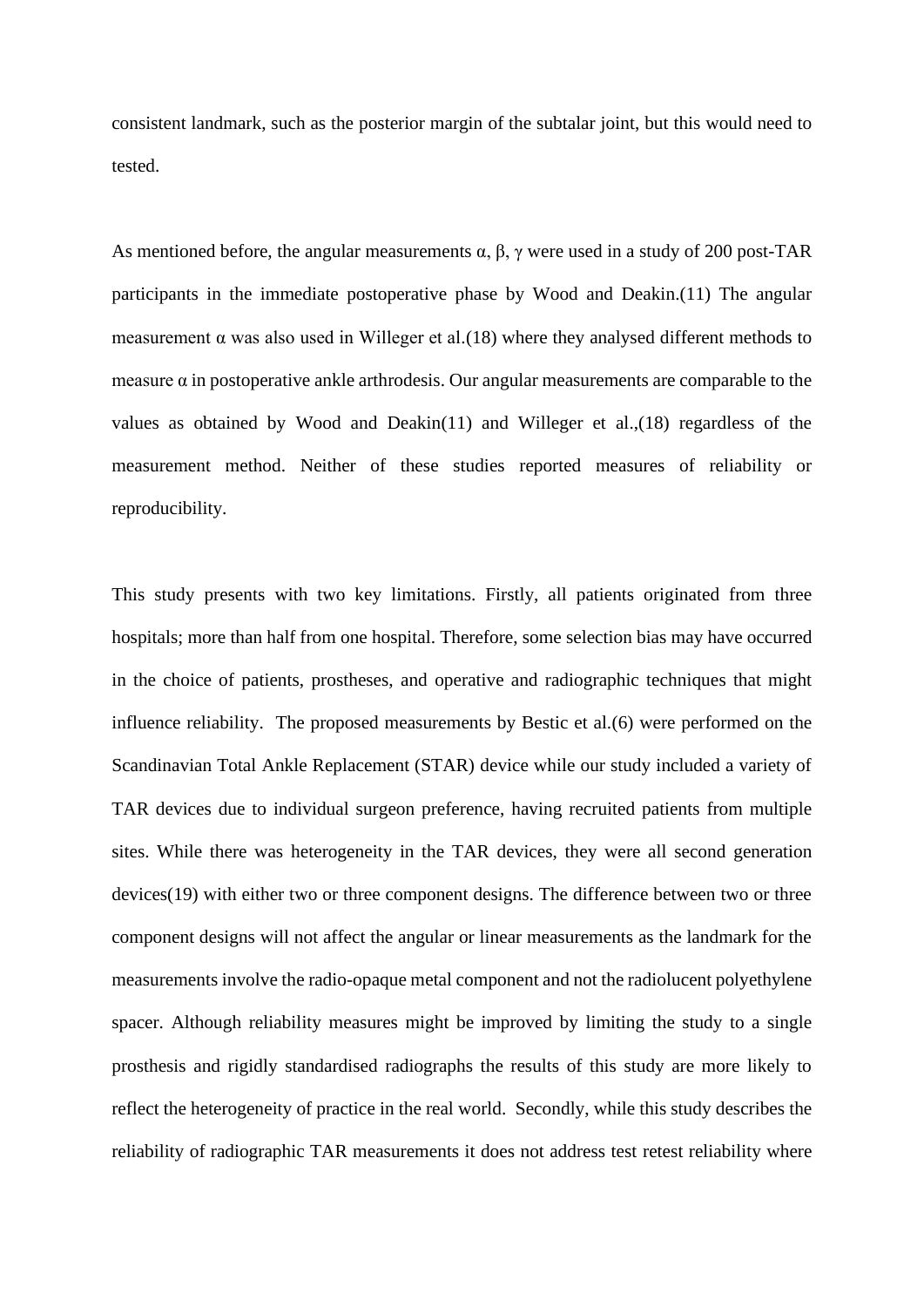consistent landmark, such as the posterior margin of the subtalar joint, but this would need to tested.

As mentioned before, the angular measurements α, β, γ were used in a study of 200 post-TAR participants in the immediate postoperative phase by Wood and Deakin.(11) The angular measurement α was also used in Willeger et al.(18) where they analysed different methods to measure α in postoperative ankle arthrodesis. Our angular measurements are comparable to the values as obtained by Wood and Deakin(11) and Willeger et al.,(18) regardless of the measurement method. Neither of these studies reported measures of reliability or reproducibility.

This study presents with two key limitations. Firstly, all patients originated from three hospitals; more than half from one hospital. Therefore, some selection bias may have occurred in the choice of patients, prostheses, and operative and radiographic techniques that might influence reliability. The proposed measurements by Bestic et al.(6) were performed on the Scandinavian Total Ankle Replacement (STAR) device while our study included a variety of TAR devices due to individual surgeon preference, having recruited patients from multiple sites. While there was heterogeneity in the TAR devices, they were all second generation devices(19) with either two or three component designs. The difference between two or three component designs will not affect the angular or linear measurements as the landmark for the measurements involve the radio-opaque metal component and not the radiolucent polyethylene spacer. Although reliability measures might be improved by limiting the study to a single prosthesis and rigidly standardised radiographs the results of this study are more likely to reflect the heterogeneity of practice in the real world. Secondly, while this study describes the reliability of radiographic TAR measurements it does not address test retest reliability where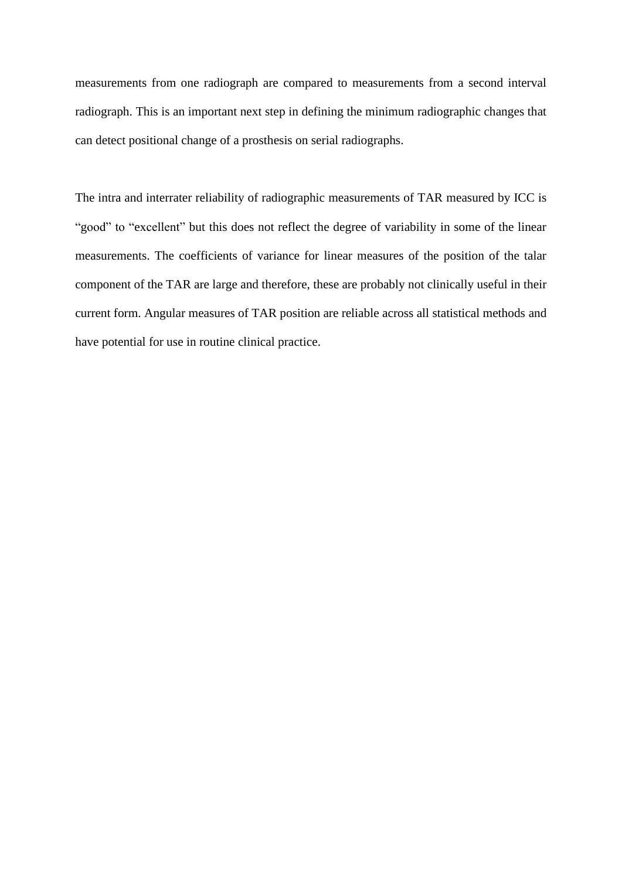measurements from one radiograph are compared to measurements from a second interval radiograph. This is an important next step in defining the minimum radiographic changes that can detect positional change of a prosthesis on serial radiographs.

The intra and interrater reliability of radiographic measurements of TAR measured by ICC is “good” to “excellent” but this does not reflect the degree of variability in some of the linear measurements. The coefficients of variance for linear measures of the position of the talar component of the TAR are large and therefore, these are probably not clinically useful in their current form. Angular measures of TAR position are reliable across all statistical methods and have potential for use in routine clinical practice.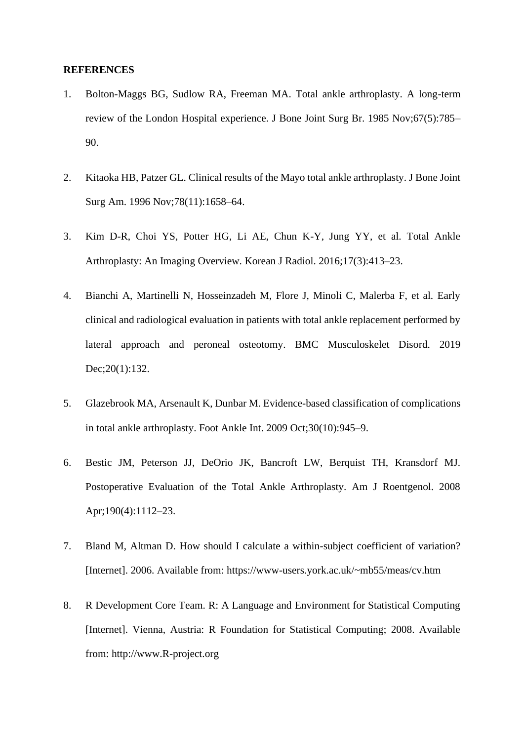**REFERENCES**

1. Bolton-Maggs BG, Sudlow RA, Freeman MA. Total ankle arthroplasty. A long-term review of the London Hospital experience. J Bone Joint Surg Br. 1985 Nov;67(5):785–90.

2. Kitaoka HB, Patzer GL. Clinical results of the Mayo total ankle arthroplasty. J Bone Joint Surg Am. 1996 Nov;78(11):1658–64.

3. Kim D-R, Choi YS, Potter HG, Li AE, Chun K-Y, Jung YY, et al. Total Ankle Arthroplasty: An Imaging Overview. Korean J Radiol. 2016;17(3):413–23.

4. Bianchi A, Martinelli N, Hosseinzadeh M, Flore J, Minoli C, Malerba F, et al. Early clinical and radiological evaluation in patients with total ankle replacement performed by lateral approach and peroneal osteotomy. BMC Musculoskelet Disord. 2019 Dec;20(1):132.

5. Glazebrook MA, Arsenault K, Dunbar M. Evidence-based classification of complications in total ankle arthroplasty. Foot Ankle Int. 2009 Oct;30(10):945–9.

6. Bestic JM, Peterson JJ, DeOrio JK, Bancroft LW, Berquist TH, Kransdorf MJ. Postoperative Evaluation of the Total Ankle Arthroplasty. Am J Roentgenol. 2008 Apr;190(4):1112–23.

7. Bland M, Altman D. How should I calculate a within-subject coefficient of variation? [Internet]. 2006. Available from: https://www-users.york.ac.uk/~mb55/meas/cv.htm

8. R Development Core Team. R: A Language and Environment for Statistical Computing [Internet]. Vienna, Austria: R Foundation for Statistical Computing; 2008. Available from: http://www.R-project.org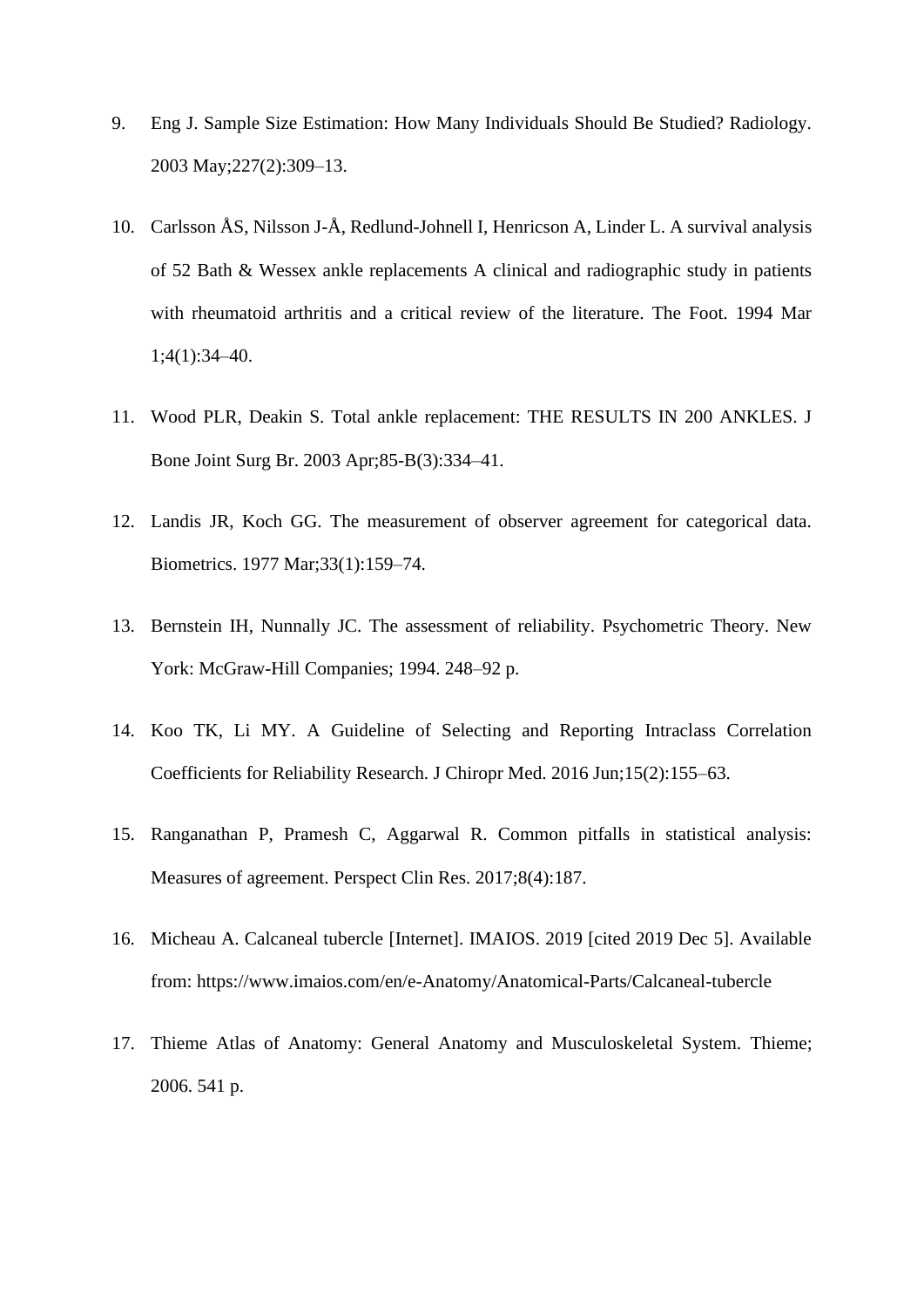9. Eng J. Sample Size Estimation: How Many Individuals Should Be Studied? Radiology. 2003 May;227(2):309–13.

10. Carlsson ÅS, Nilsson J-Å, Redlund-Johnell I, Henricson A, Linder L. A survival analysis of 52 Bath & Wessex ankle replacements A clinical and radiographic study in patients with rheumatoid arthritis and a critical review of the literature. The Foot. 1994 Mar 1;4(1):34–40.

11. Wood PLR, Deakin S. Total ankle replacement: THE RESULTS IN 200 ANKLES. J Bone Joint Surg Br. 2003 Apr;85-B(3):334–41.

12. Landis JR, Koch GG. The measurement of observer agreement for categorical data. Biometrics. 1977 Mar;33(1):159–74.

13. Bernstein IH, Nunnally JC. The assessment of reliability. Psychometric Theory. New York: McGraw-Hill Companies; 1994. 248–92 p.

14. Koo TK, Li MY. A Guideline of Selecting and Reporting Intraclass Correlation Coefficients for Reliability Research. J Chiropr Med. 2016 Jun;15(2):155–63.

15. Ranganathan P, Pramesh C, Aggarwal R. Common pitfalls in statistical analysis: Measures of agreement. Perspect Clin Res. 2017;8(4):187.

16. Micheau A. Calcaneal tubercle [Internet]. IMAIOS. 2019 [cited 2019 Dec 5]. Available from: https://www.imaios.com/en/e-Anatomy/Anatomical-Parts/Calcaneal-tubercle

17. Thieme Atlas of Anatomy: General Anatomy and Musculoskeletal System. Thieme; 2006. 541 p.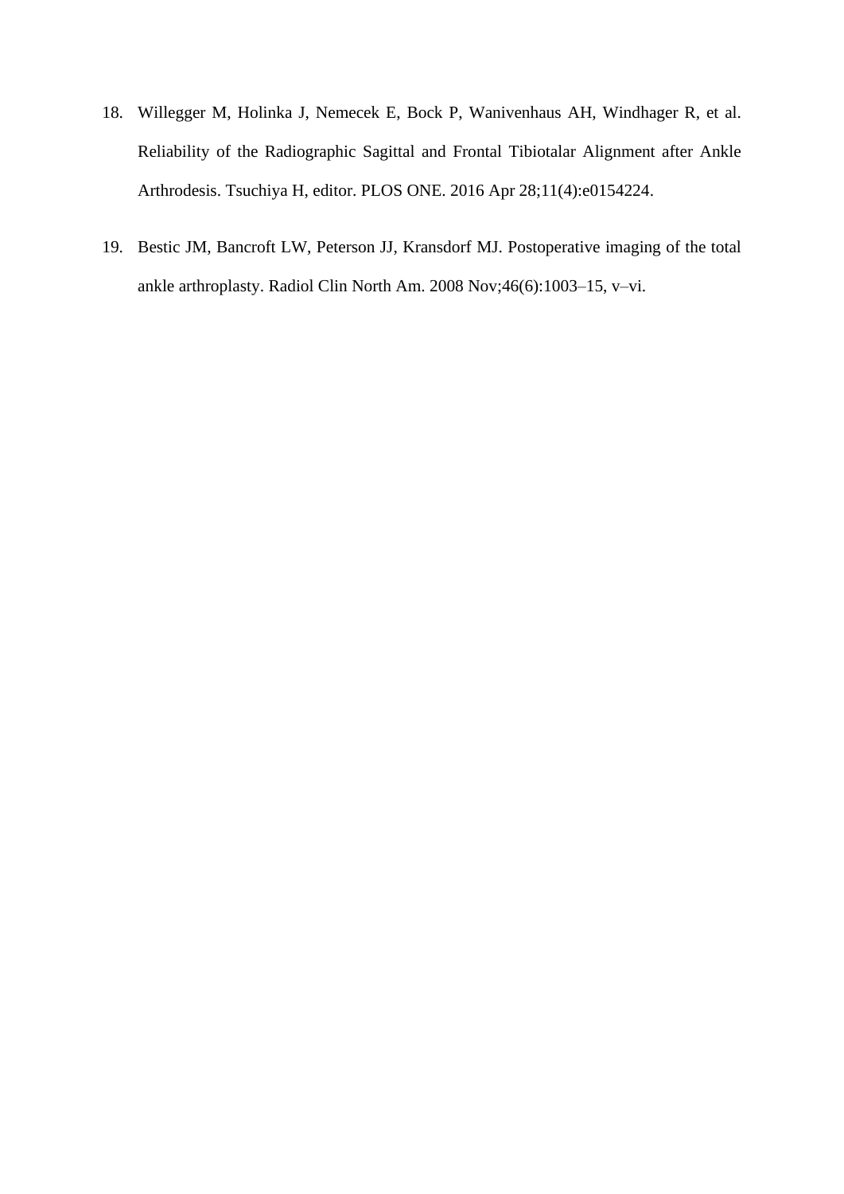18. Willegger M, Holinka J, Nemecek E, Bock P, Wanivenhaus AH, Windhager R, et al. Reliability of the Radiographic Sagittal and Frontal Tibiotalar Alignment after Ankle Arthrodesis. Tsuchiya H, editor. PLOS ONE. 2016 Apr 28;11(4):e0154224.

19. Bestic JM, Bancroft LW, Peterson JJ, Kransdorf MJ. Postoperative imaging of the total ankle arthroplasty. Radiol Clin North Am. 2008 Nov;46(6):1003–15, v–vi.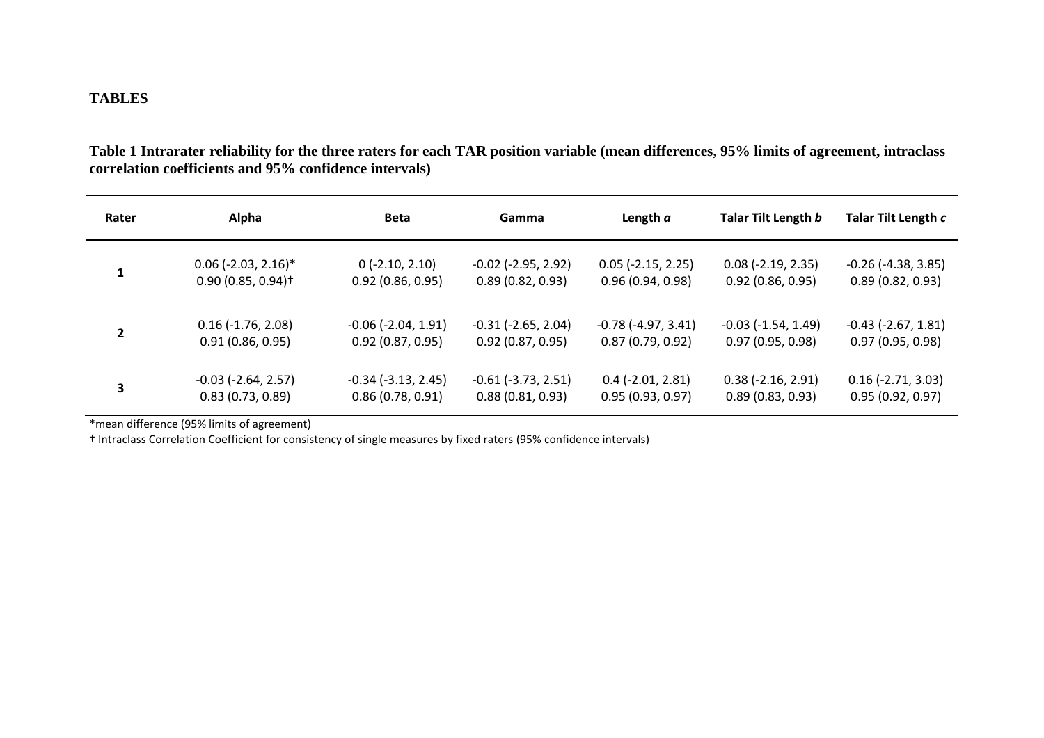# TABLES

**Table 1 Intrarater reliability for the three raters for each TAR position variable (mean differences, 95% limits of agreement, intraclass correlation coefficients and 95% confidence intervals)**

| Rater | Alpha | Beta | Gamma | Length *a* | Talar Tilt Length *b* | Talar Tilt Length *c* |
|---|---|---|---|---|---|---|
| **1** | 0.06 (-2.03, 2.16)*<br>0.90 (0.85, 0.94)† | 0 (-2.10, 2.10)<br>0.92 (0.86, 0.95) | -0.02 (-2.95, 2.92)<br>0.89 (0.82, 0.93) | 0.05 (-2.15, 2.25)<br>0.96 (0.94, 0.98) | 0.08 (-2.19, 2.35)<br>0.92 (0.86, 0.95) | -0.26 (-4.38, 3.85)<br>0.89 (0.82, 0.93) |
| **2** | 0.16 (-1.76, 2.08)<br>0.91 (0.86, 0.95) | -0.06 (-2.04, 1.91)<br>0.92 (0.87, 0.95) | -0.31 (-2.65, 2.04)<br>0.92 (0.87, 0.95) | -0.78 (-4.97, 3.41)<br>0.87 (0.79, 0.92) | -0.03 (-1.54, 1.49)<br>0.97 (0.95, 0.98) | -0.43 (-2.67, 1.81)<br>0.97 (0.95, 0.98) |
| **3** | -0.03 (-2.64, 2.57)<br>0.83 (0.73, 0.89) | -0.34 (-3.13, 2.45)<br>0.86 (0.78, 0.91) | -0.61 (-3.73, 2.51)<br>0.88 (0.81, 0.93) | 0.4 (-2.01, 2.81)<br>0.95 (0.93, 0.97) | 0.38 (-2.16, 2.91)<br>0.89 (0.83, 0.93) | 0.16 (-2.71, 3.03)<br>0.95 (0.92, 0.97) |

*mean difference (95% limits of agreement)

† Intraclass Correlation Coefficient for consistency of single measures by fixed raters (95% confidence intervals)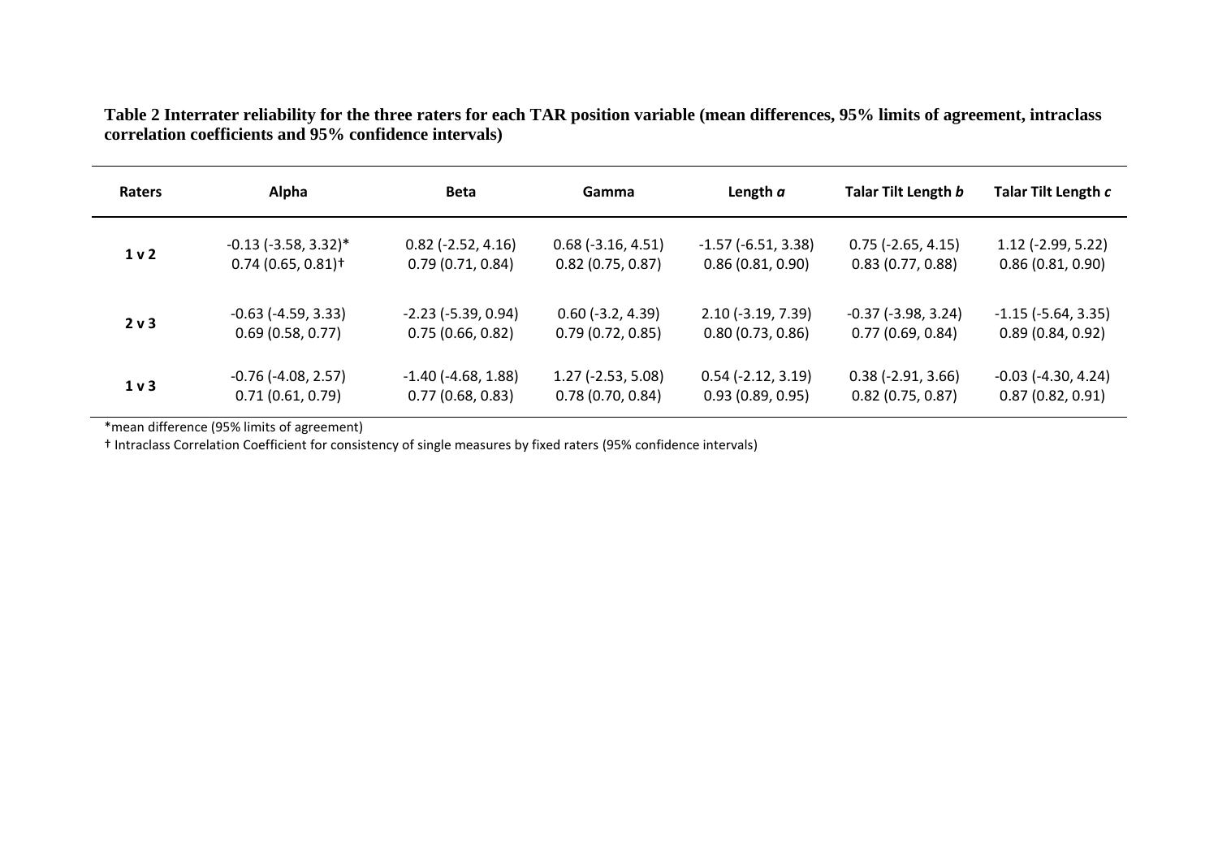**Table 2 Interrater reliability for the three raters for each TAR position variable (mean differences, 95% limits of agreement, intraclass correlation coefficients and 95% confidence intervals)**

| Raters | Alpha | Beta | Gamma | Length *a* | Talar Tilt Length *b* | Talar Tilt Length *c* |
|---|---|---|---|---|---|---|
| 1 v 2 | -0.13 (-3.58, 3.32)* <br> 0.74 (0.65, 0.81)† | 0.82 (-2.52, 4.16) <br> 0.79 (0.71, 0.84) | 0.68 (-3.16, 4.51) <br> 0.82 (0.75, 0.87) | -1.57 (-6.51, 3.38) <br> 0.86 (0.81, 0.90) | 0.75 (-2.65, 4.15) <br> 0.83 (0.77, 0.88) | 1.12 (-2.99, 5.22) <br> 0.86 (0.81, 0.90) |
| 2 v 3 | -0.63 (-4.59, 3.33) <br> 0.69 (0.58, 0.77) | -2.23 (-5.39, 0.94) <br> 0.75 (0.66, 0.82) | 0.60 (-3.2, 4.39) <br> 0.79 (0.72, 0.85) | 2.10 (-3.19, 7.39) <br> 0.80 (0.73, 0.86) | -0.37 (-3.98, 3.24) <br> 0.77 (0.69, 0.84) | -1.15 (-5.64, 3.35) <br> 0.89 (0.84, 0.92) |
| 1 v 3 | -0.76 (-4.08, 2.57) <br> 0.71 (0.61, 0.79) | -1.40 (-4.68, 1.88) <br> 0.77 (0.68, 0.83) | 1.27 (-2.53, 5.08) <br> 0.78 (0.70, 0.84) | 0.54 (-2.12, 3.19) <br> 0.93 (0.89, 0.95) | 0.38 (-2.91, 3.66) <br> 0.82 (0.75, 0.87) | -0.03 (-4.30, 4.24) <br> 0.87 (0.82, 0.91) |

*mean difference (95% limits of agreement)

† Intraclass Correlation Coefficient for consistency of single measures by fixed raters (95% confidence intervals)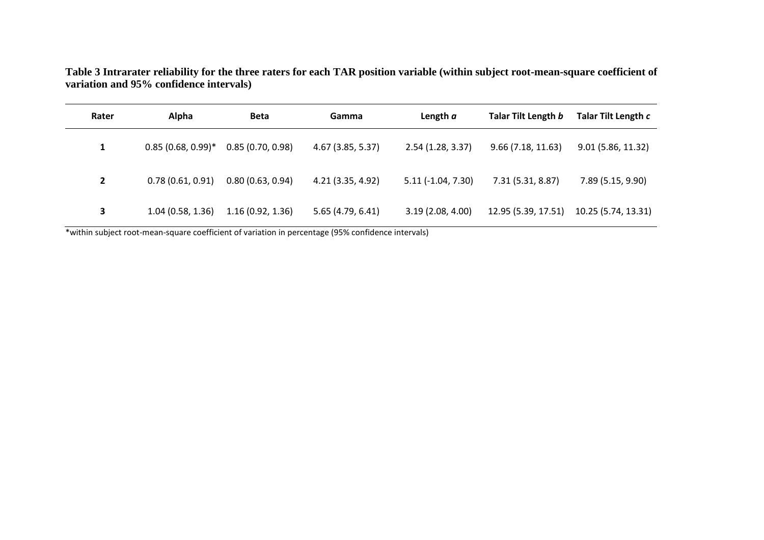**Table 3 Intrarater reliability for the three raters for each TAR position variable (within subject root-mean-square coefficient of variation and 95% confidence intervals)**

| Rater | Alpha | Beta | Gamma | Length *a* | Talar Tilt Length *b* | Talar Tilt Length *c* |
|---|---|---|---|---|---|---|
| **1** | 0.85 (0.68, 0.99)* | 0.85 (0.70, 0.98) | 4.67 (3.85, 5.37) | 2.54 (1.28, 3.37) | 9.66 (7.18, 11.63) | 9.01 (5.86, 11.32) |
| **2** | 0.78 (0.61, 0.91) | 0.80 (0.63, 0.94) | 4.21 (3.35, 4.92) | 5.11 (-1.04, 7.30) | 7.31 (5.31, 8.87) | 7.89 (5.15, 9.90) |
| **3** | 1.04 (0.58, 1.36) | 1.16 (0.92, 1.36) | 5.65 (4.79, 6.41) | 3.19 (2.08, 4.00) | 12.95 (5.39, 17.51) | 10.25 (5.74, 13.31) |

*within subject root-mean-square coefficient of variation in percentage (95% confidence intervals)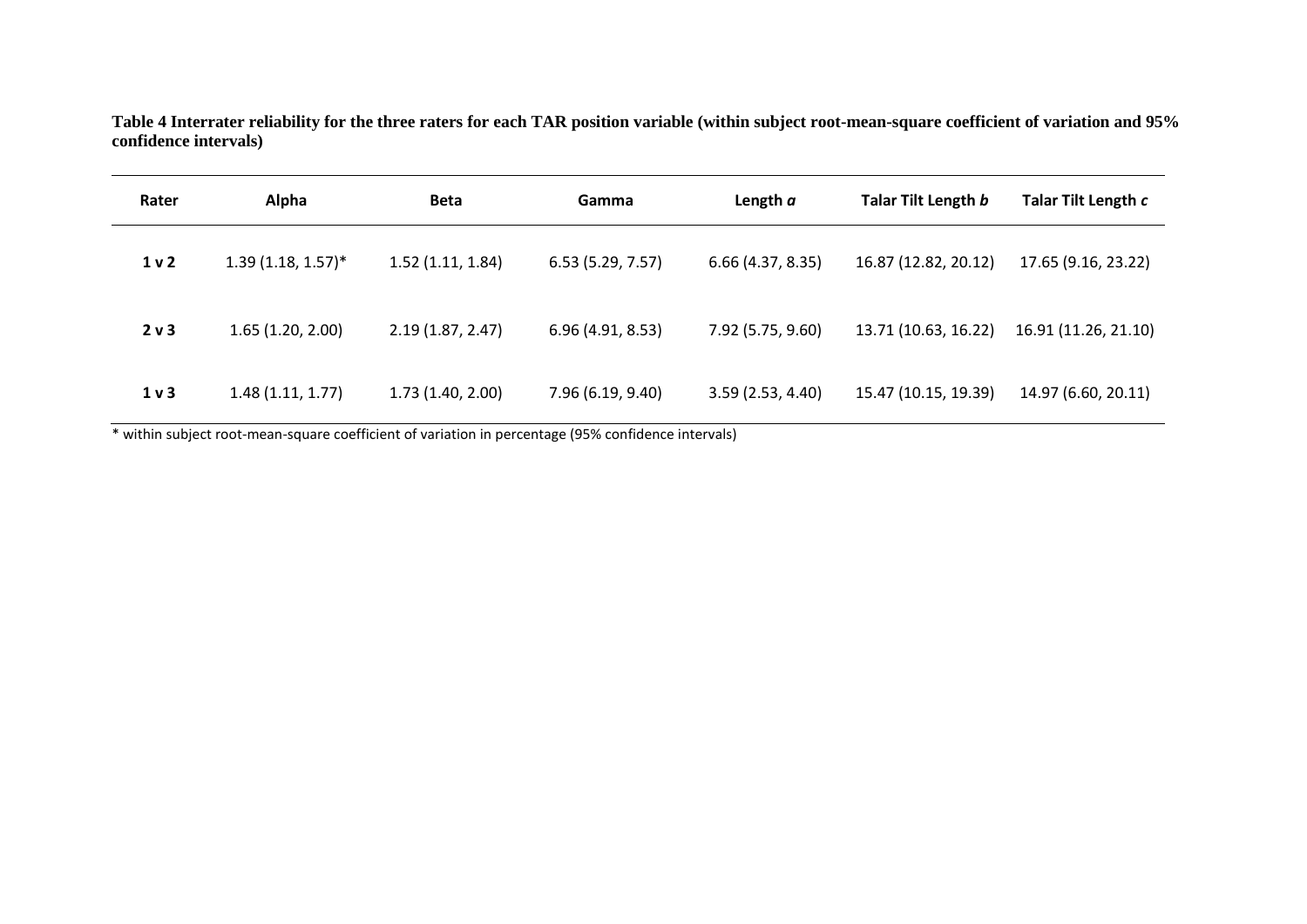**Table 4 Interrater reliability for the three raters for each TAR position variable (within subject root-mean-square coefficient of variation and 95% confidence intervals)**

| Rater | Alpha | Beta | Gamma | Length *a* | Talar Tilt Length *b* | Talar Tilt Length *c* |
|---|---|---|---|---|---|---|
| **1 v 2** | 1.39 (1.18, 1.57)* | 1.52 (1.11, 1.84) | 6.53 (5.29, 7.57) | 6.66 (4.37, 8.35) | 16.87 (12.82, 20.12) | 17.65 (9.16, 23.22) |
| **2 v 3** | 1.65 (1.20, 2.00) | 2.19 (1.87, 2.47) | 6.96 (4.91, 8.53) | 7.92 (5.75, 9.60) | 13.71 (10.63, 16.22) | 16.91 (11.26, 21.10) |
| **1 v 3** | 1.48 (1.11, 1.77) | 1.73 (1.40, 2.00) | 7.96 (6.19, 9.40) | 3.59 (2.53, 4.40) | 15.47 (10.15, 19.39) | 14.97 (6.60, 20.11) |

* within subject root-mean-square coefficient of variation in percentage (95% confidence intervals)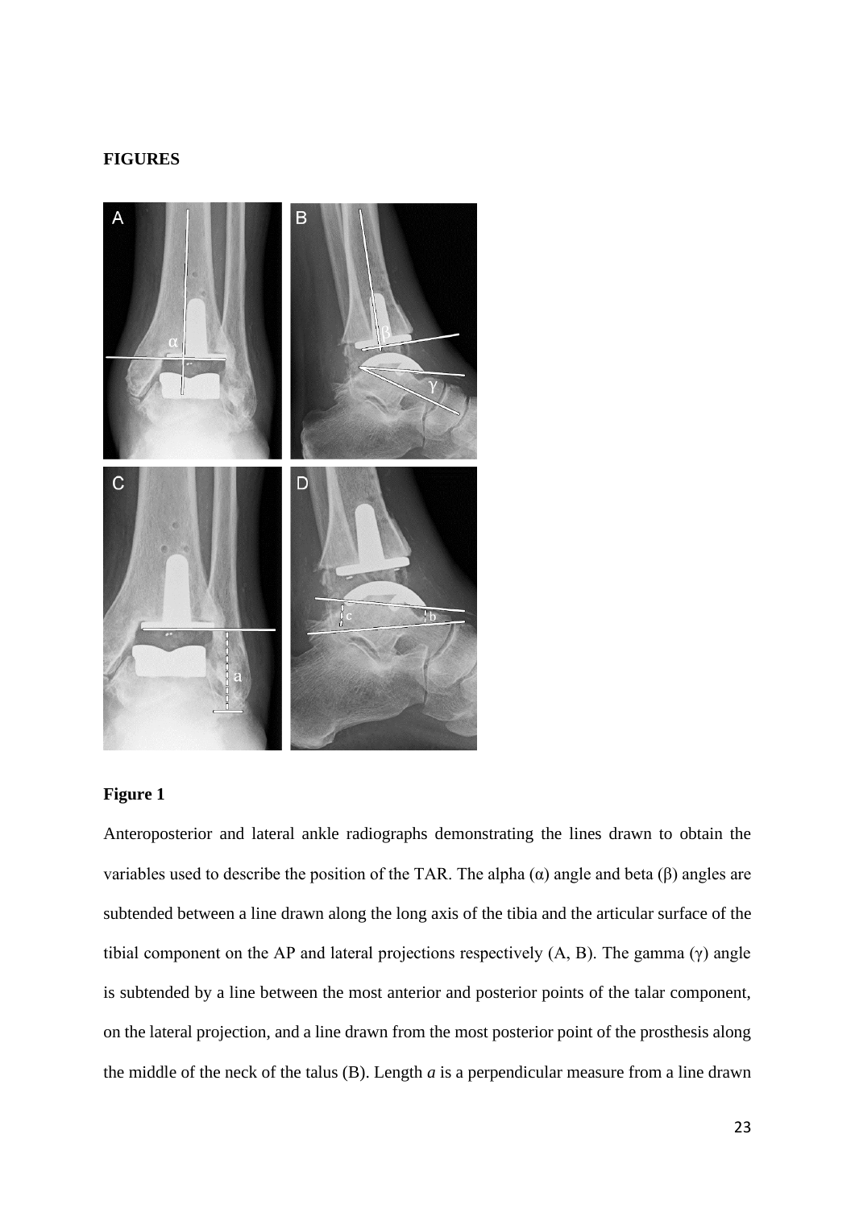**FIGURES**

**Figure 1**

Anteroposterior and lateral ankle radiographs demonstrating the lines drawn to obtain the variables used to describe the position of the TAR. The alpha (α) angle and beta (β) angles are subtended between a line drawn along the long axis of the tibia and the articular surface of the tibial component on the AP and lateral projections respectively (A, B). The gamma (γ) angle is subtended by a line between the most anterior and posterior points of the talar component, on the lateral projection, and a line drawn from the most posterior point of the prosthesis along the middle of the neck of the talus (B). Length *a* is a perpendicular measure from a line drawn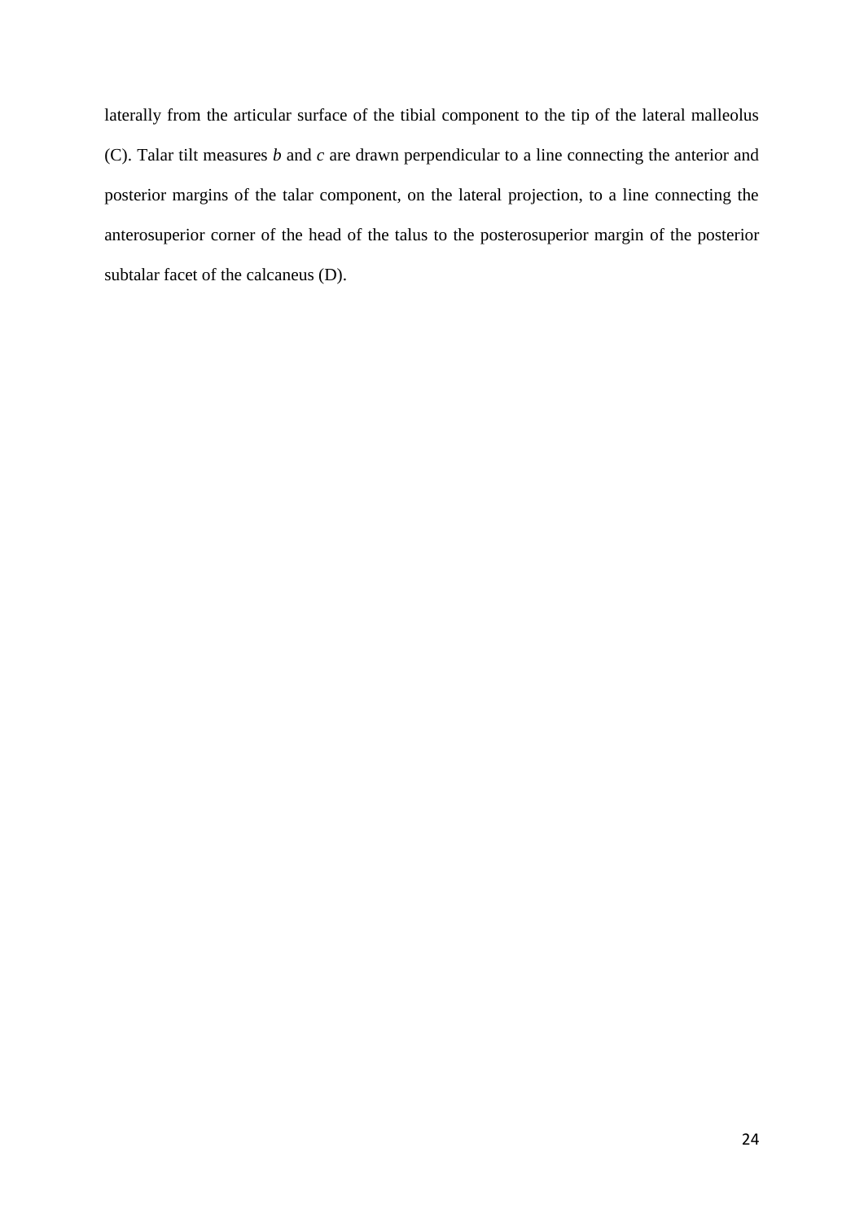laterally from the articular surface of the tibial component to the tip of the lateral malleolus (C). Talar tilt measures *b* and *c* are drawn perpendicular to a line connecting the anterior and posterior margins of the talar component, on the lateral projection, to a line connecting the anterosuperior corner of the head of the talus to the posterosuperior margin of the posterior subtalar facet of the calcaneus (D).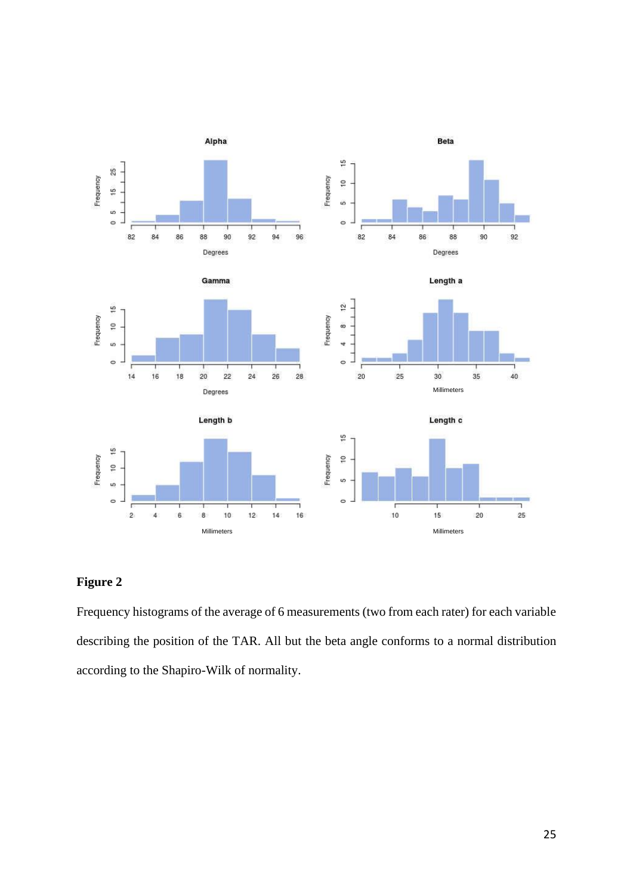Alpha

Frequency

0 5 15 25

82 84 86 88 90 92 94 96

Degrees

Beta

Frequency

0 5 10 15

82 84 86 88 90 92

Degrees

Gamma

Frequency

0 5 10 15

14 16 18 20 22 24 26 28

Degrees

Length a

Frequency

0 4 8 12

20 25 30 35 40

Millimeters

Length b

Frequency

0 5 10 15

2 4 6 8 10 12 14 16

Millimeters

Length c

Frequency

0 5 10 15

10 15 20 25

Millimeters

**Figure 2**

Frequency histograms of the average of 6 measurements (two from each rater) for each variable describing the position of the TAR. All but the beta angle conforms to a normal distribution according to the Shapiro-Wilk of normality.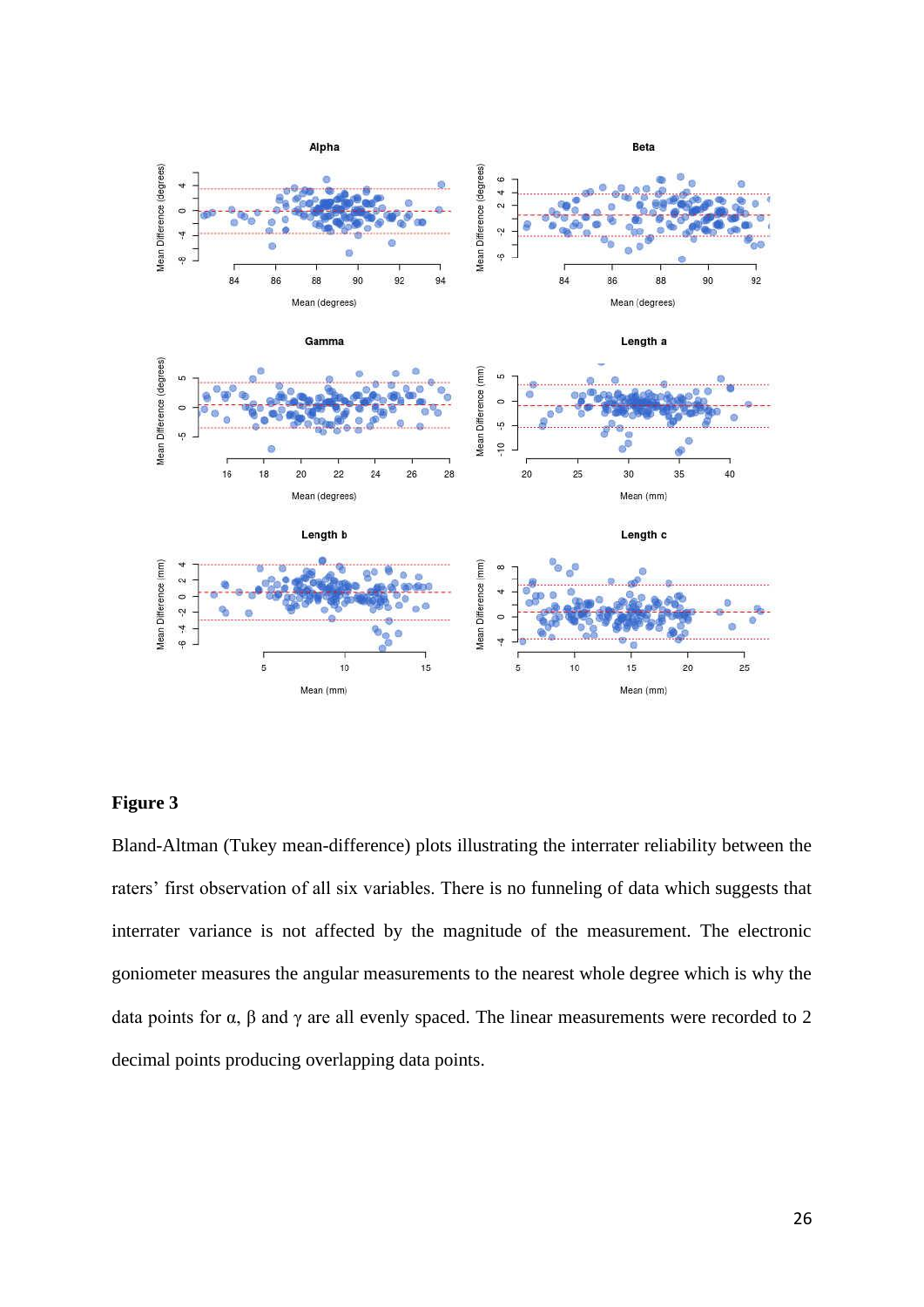Alpha

Mean Difference (degrees)

4
0
-4
-8

84
86
88
90
92
94

Mean (degrees)

Beta

Mean Difference (degrees)

6
4
2
-2
-6

84
86
88
90
92

Mean (degrees)

Gamma

Mean Difference (degrees)

5
0
-5

16
18
20
22
24
26
28

Mean (degrees)

Length a

Mean Difference (mm)

5
0
-5
-10

20
25
30
35
40

Mean (mm)

Length b

Mean Difference (mm)

4
2
0
-2
-4
-6

5
10
15

Mean (mm)

Length c

Mean Difference (mm)

8
4
0
-4

5
10
15
20
25

Mean (mm)

**Figure 3**

Bland-Altman (Tukey mean-difference) plots illustrating the interrater reliability between the raters' first observation of all six variables. There is no funneling of data which suggests that interrater variance is not affected by the magnitude of the measurement. The electronic goniometer measures the angular measurements to the nearest whole degree which is why the data points for α, β and γ are all evenly spaced. The linear measurements were recorded to 2 decimal points producing overlapping data points.